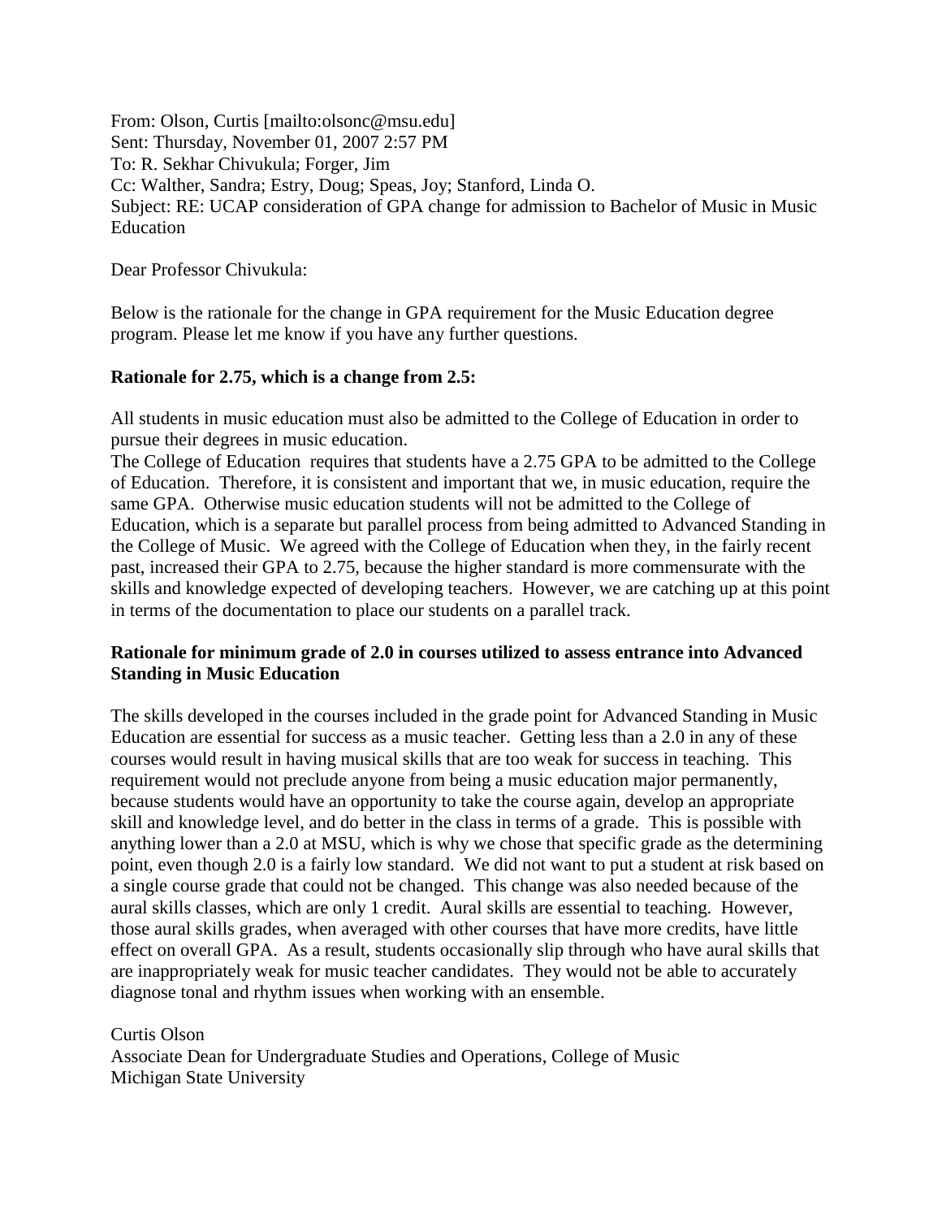From: Olson, Curtis [mailto:olsonc@msu.edu]
Sent: Thursday, November 01, 2007 2:57 PM
To: R. Sekhar Chivukula; Forger, Jim
Cc: Walther, Sandra; Estry, Doug; Speas, Joy; Stanford, Linda O.
Subject: RE: UCAP consideration of GPA change for admission to Bachelor of Music in Music Education

Dear Professor Chivukula:

Below is the rationale for the change in GPA requirement for the Music Education degree program. Please let me know if you have any further questions.

**Rationale for 2.75, which is a change from 2.5:**

All students in music education must also be admitted to the College of Education in order to pursue their degrees in music education.
The College of Education requires that students have a 2.75 GPA to be admitted to the College of Education. Therefore, it is consistent and important that we, in music education, require the same GPA. Otherwise music education students will not be admitted to the College of Education, which is a separate but parallel process from being admitted to Advanced Standing in the College of Music. We agreed with the College of Education when they, in the fairly recent past, increased their GPA to 2.75, because the higher standard is more commensurate with the skills and knowledge expected of developing teachers. However, we are catching up at this point in terms of the documentation to place our students on a parallel track.

**Rationale for minimum grade of 2.0 in courses utilized to assess entrance into Advanced Standing in Music Education**

The skills developed in the courses included in the grade point for Advanced Standing in Music Education are essential for success as a music teacher. Getting less than a 2.0 in any of these courses would result in having musical skills that are too weak for success in teaching. This requirement would not preclude anyone from being a music education major permanently, because students would have an opportunity to take the course again, develop an appropriate skill and knowledge level, and do better in the class in terms of a grade. This is possible with anything lower than a 2.0 at MSU, which is why we chose that specific grade as the determining point, even though 2.0 is a fairly low standard. We did not want to put a student at risk based on a single course grade that could not be changed. This change was also needed because of the aural skills classes, which are only 1 credit. Aural skills are essential to teaching. However, those aural skills grades, when averaged with other courses that have more credits, have little effect on overall GPA. As a result, students occasionally slip through who have aural skills that are inappropriately weak for music teacher candidates. They would not be able to accurately diagnose tonal and rhythm issues when working with an ensemble.

Curtis Olson
Associate Dean for Undergraduate Studies and Operations, College of Music
Michigan State University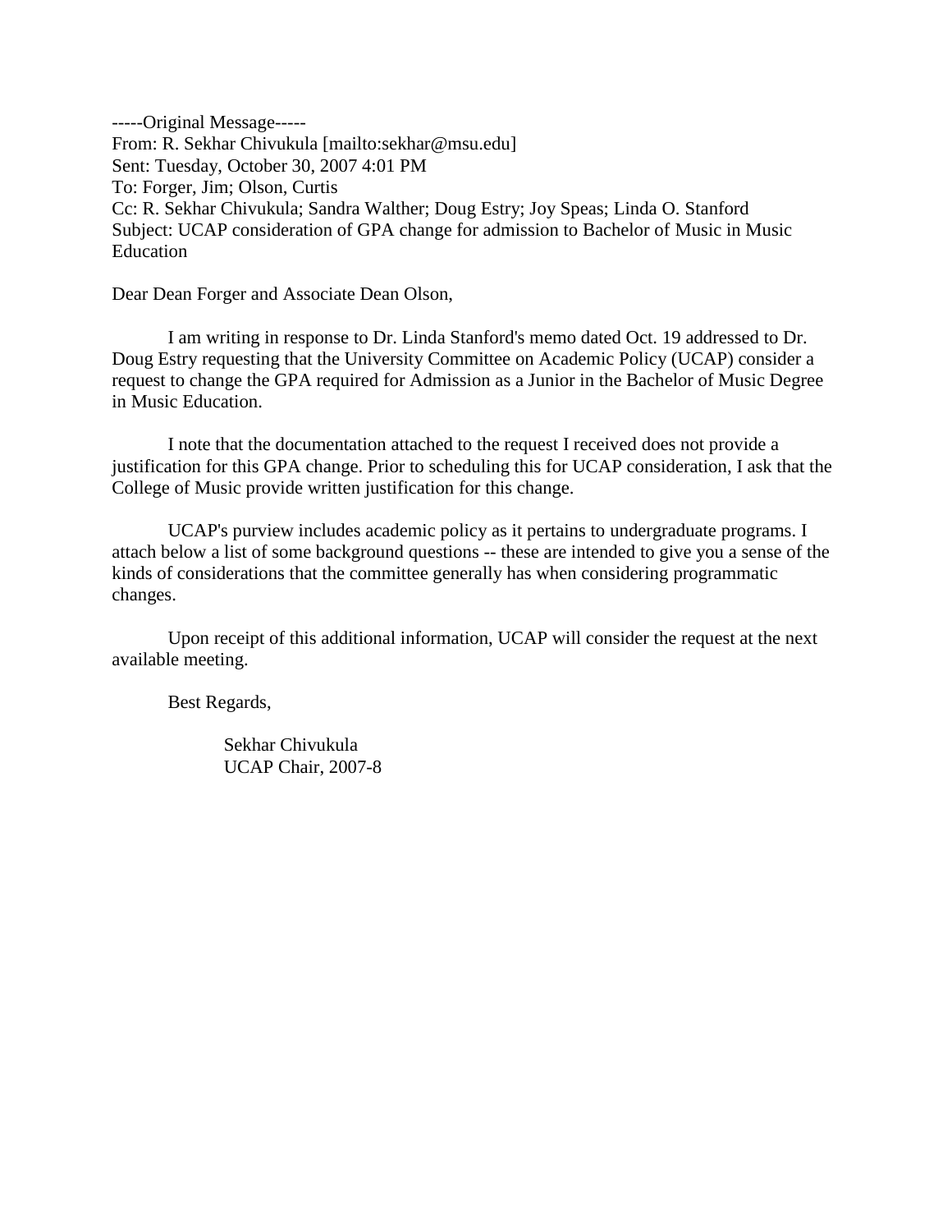-----Original Message-----
From: R. Sekhar Chivukula [mailto:sekhar@msu.edu]
Sent: Tuesday, October 30, 2007 4:01 PM
To: Forger, Jim; Olson, Curtis
Cc: R. Sekhar Chivukula; Sandra Walther; Doug Estry; Joy Speas; Linda O. Stanford
Subject: UCAP consideration of GPA change for admission to Bachelor of Music in Music Education

Dear Dean Forger and Associate Dean Olson,

I am writing in response to Dr. Linda Stanford's memo dated Oct. 19 addressed to Dr. Doug Estry requesting that the University Committee on Academic Policy (UCAP) consider a request to change the GPA required for Admission as a Junior in the Bachelor of Music Degree in Music Education.

I note that the documentation attached to the request I received does not provide a justification for this GPA change. Prior to scheduling this for UCAP consideration, I ask that the College of Music provide written justification for this change.

UCAP's purview includes academic policy as it pertains to undergraduate programs. I attach below a list of some background questions -- these are intended to give you a sense of the kinds of considerations that the committee generally has when considering programmatic changes.

Upon receipt of this additional information, UCAP will consider the request at the next available meeting.

Best Regards,

Sekhar Chivukula
UCAP Chair, 2007-8